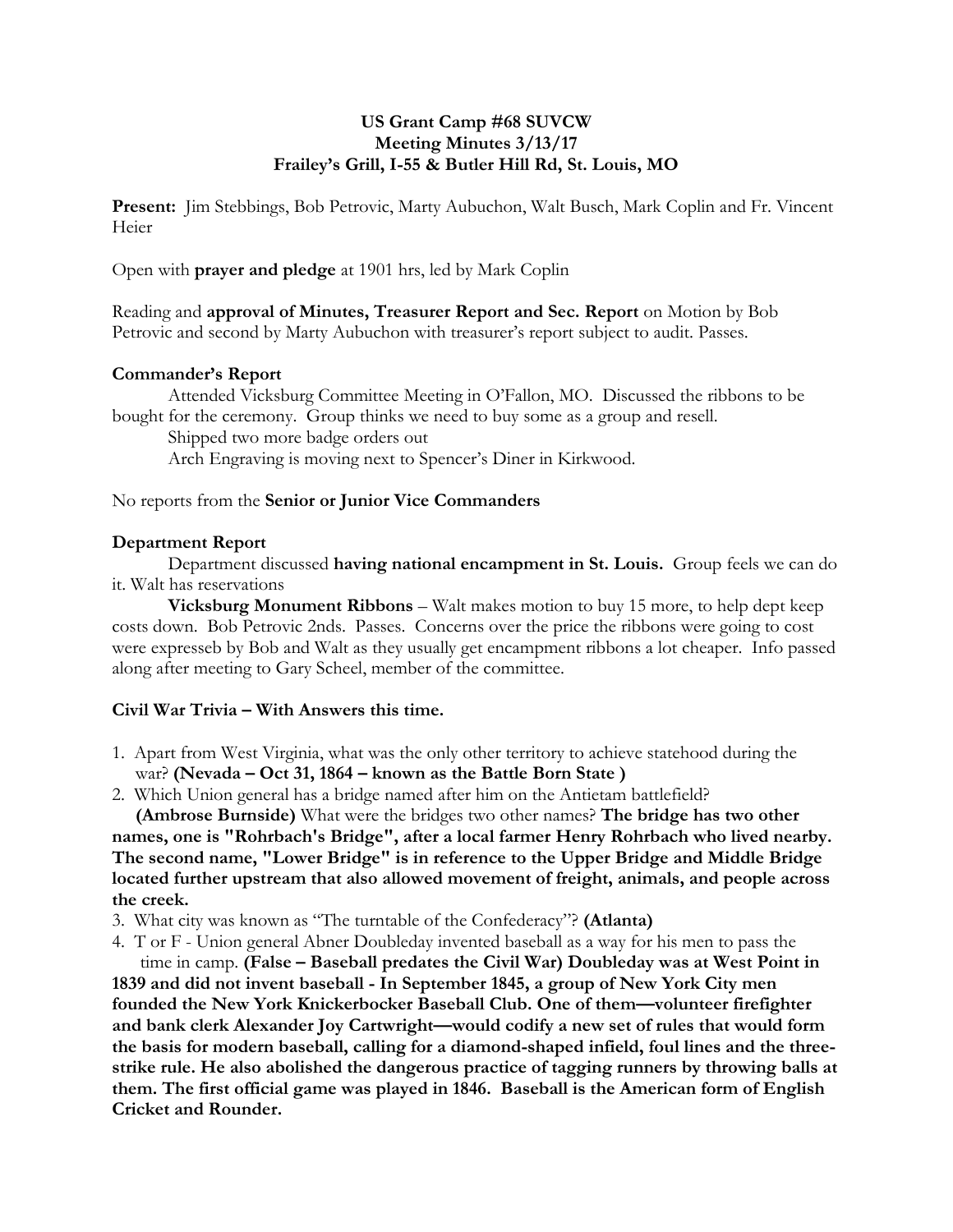**US Grant Camp #68 SUVCW**
**Meeting Minutes 3/13/17**
**Frailey's Grill, I-55 & Butler Hill Rd, St. Louis, MO**

**Present:** Jim Stebbings, Bob Petrovic, Marty Aubuchon, Walt Busch, Mark Coplin and Fr. Vincent Heier

Open with **prayer and pledge** at 1901 hrs, led by Mark Coplin

Reading and **approval of Minutes, Treasurer Report and Sec. Report** on Motion by Bob Petrovic and second by Marty Aubuchon with treasurer's report subject to audit. Passes.

### Commander's Report

Attended Vicksburg Committee Meeting in O'Fallon, MO. Discussed the ribbons to be bought for the ceremony. Group thinks we need to buy some as a group and resell.

Shipped two more badge orders out

Arch Engraving is moving next to Spencer's Diner in Kirkwood.

No reports from the **Senior or Junior Vice Commanders**

### Department Report

Department discussed **having national encampment in St. Louis.** Group feels we can do it. Walt has reservations

**Vicksburg Monument Ribbons** – Walt makes motion to buy 15 more, to help dept keep costs down. Bob Petrovic 2nds. Passes. Concerns over the price the ribbons were going to cost were expresseb by Bob and Walt as they usually get encampment ribbons a lot cheaper. Info passed along after meeting to Gary Scheel, member of the committee.

### Civil War Trivia – With Answers this time.

1. Apart from West Virginia, what was the only other territory to achieve statehood during the war? **(Nevada – Oct 31, 1864 – known as the Battle Born State )**
2. Which Union general has a bridge named after him on the Antietam battlefield? **(Ambrose Burnside)** What were the bridges two other names? **The bridge has two other names, one is "Rohrbach's Bridge", after a local farmer Henry Rohrbach who lived nearby. The second name, "Lower Bridge" is in reference to the Upper Bridge and Middle Bridge located further upstream that also allowed movement of freight, animals, and people across the creek.**
3. What city was known as "The turntable of the Confederacy"? **(Atlanta)**
4. T or F - Union general Abner Doubleday invented baseball as a way for his men to pass the time in camp. **(False – Baseball predates the Civil War) Doubleday was at West Point in 1839 and did not invent baseball - In September 1845, a group of New York City men founded the New York Knickerbocker Baseball Club. One of them—volunteer firefighter and bank clerk Alexander Joy Cartwright—would codify a new set of rules that would form the basis for modern baseball, calling for a diamond-shaped infield, foul lines and the three-strike rule. He also abolished the dangerous practice of tagging runners by throwing balls at them. The first official game was played in 1846. Baseball is the American form of English Cricket and Rounder.**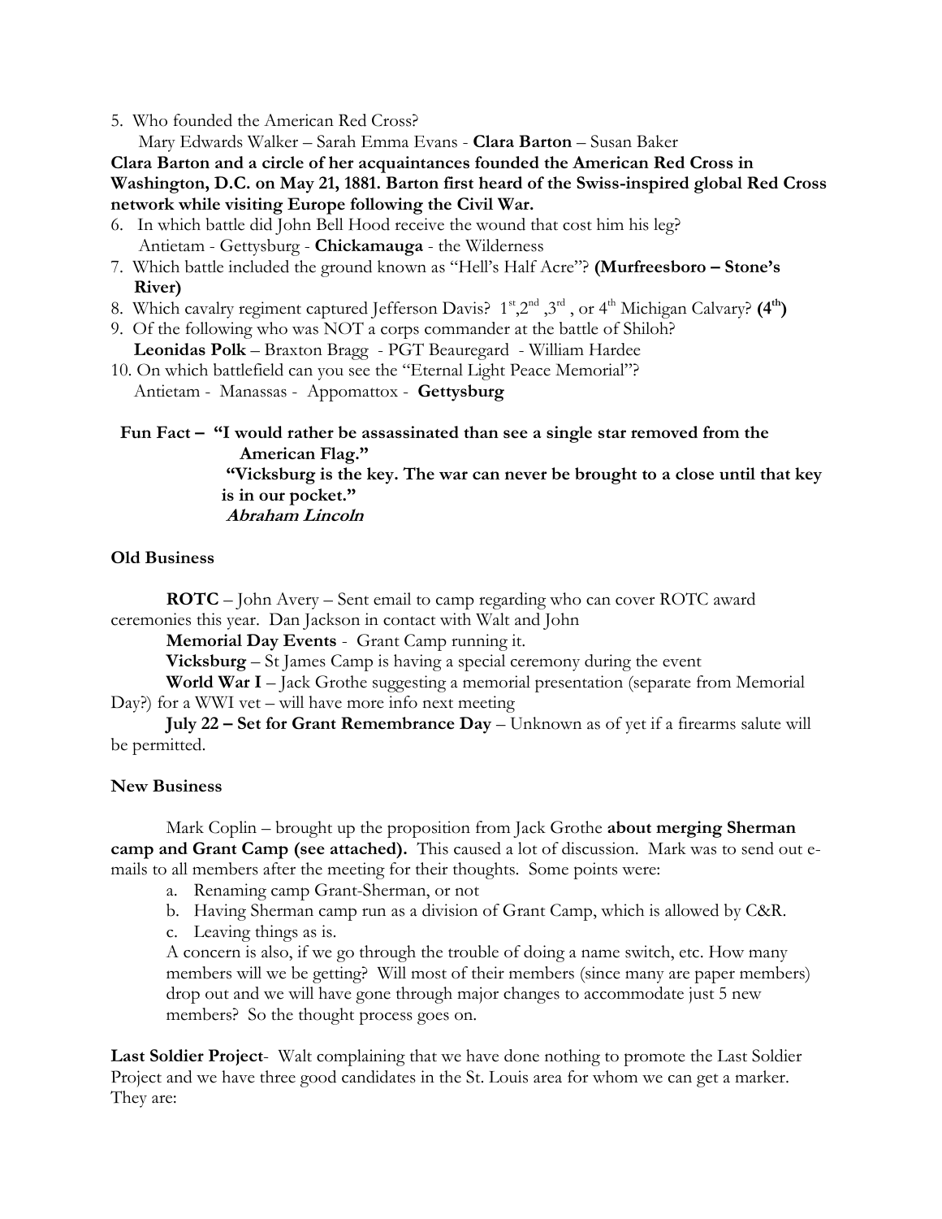5. Who founded the American Red Cross?

   Mary Edwards Walker – Sarah Emma Evans - **Clara Barton** – Susan Baker

**Clara Barton and a circle of her acquaintances founded the American Red Cross in Washington, D.C. on May 21, 1881. Barton first heard of the Swiss-inspired global Red Cross network while visiting Europe following the Civil War.**

6. In which battle did John Bell Hood receive the wound that cost him his leg?

   Antietam - Gettysburg - **Chickamauga** - the Wilderness

7. Which battle included the ground known as "Hell's Half Acre"? **(Murfreesboro – Stone's River)**

8. Which cavalry regiment captured Jefferson Davis? 1st, 2nd, 3rd, or 4th Michigan Calvary? **(4th)**

9. Of the following who was NOT a corps commander at the battle of Shiloh?

   **Leonidas Polk** – Braxton Bragg - PGT Beauregard - William Hardee

10. On which battlefield can you see the "Eternal Light Peace Memorial"?

    Antietam - Manassas - Appomattox - **Gettysburg**

**Fun Fact – "I would rather be assassinated than see a single star removed from the American Flag."**

**"Vicksburg is the key. The war can never be brought to a close until that key is in our pocket."**

***Abraham Lincoln***

**Old Business**

**ROTC** – John Avery – Sent email to camp regarding who can cover ROTC award ceremonies this year. Dan Jackson in contact with Walt and John

**Memorial Day Events** - Grant Camp running it.

**Vicksburg** – St James Camp is having a special ceremony during the event

**World War I** – Jack Grothe suggesting a memorial presentation (separate from Memorial Day?) for a WWI vet – will have more info next meeting

**July 22 – Set for Grant Remembrance Day** – Unknown as of yet if a firearms salute will be permitted.

**New Business**

Mark Coplin – brought up the proposition from Jack Grothe **about merging Sherman camp and Grant Camp (see attached).** This caused a lot of discussion. Mark was to send out e-mails to all members after the meeting for their thoughts. Some points were:

a. Renaming camp Grant-Sherman, or not
b. Having Sherman camp run as a division of Grant Camp, which is allowed by C&R.
c. Leaving things as is.

A concern is also, if we go through the trouble of doing a name switch, etc. How many members will we be getting? Will most of their members (since many are paper members) drop out and we will have gone through major changes to accommodate just 5 new members? So the thought process goes on.

**Last Soldier Project**- Walt complaining that we have done nothing to promote the Last Soldier Project and we have three good candidates in the St. Louis area for whom we can get a marker. They are: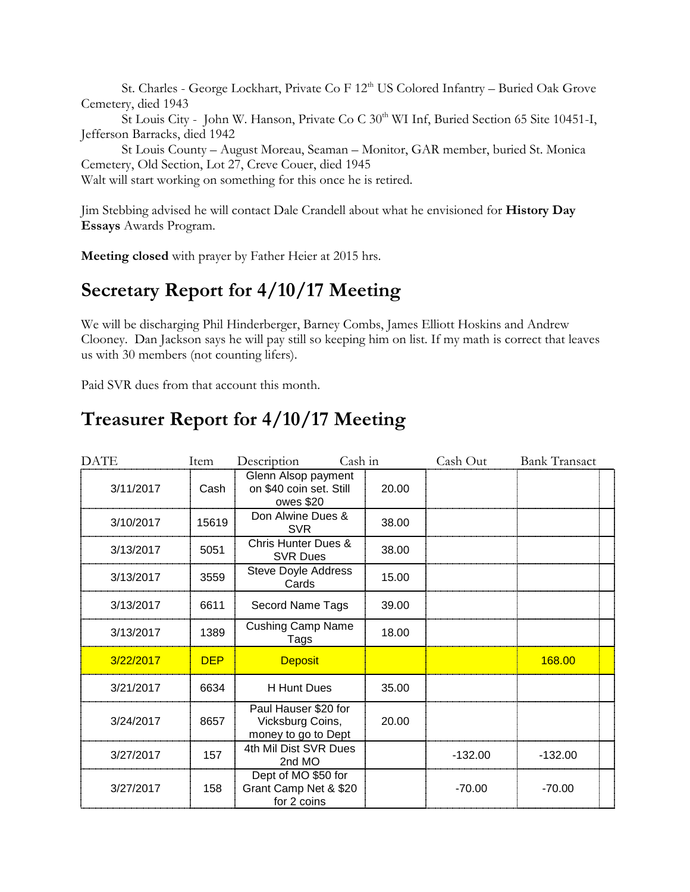St. Charles - George Lockhart, Private Co F 12th US Colored Infantry – Buried Oak Grove Cemetery, died 1943

St Louis City - John W. Hanson, Private Co C 30th WI Inf, Buried Section 65 Site 10451-I, Jefferson Barracks, died 1942

St Louis County – August Moreau, Seaman – Monitor, GAR member, buried St. Monica Cemetery, Old Section, Lot 27, Creve Couer, died 1945

Walt will start working on something for this once he is retired.

Jim Stebbing advised he will contact Dale Crandell about what he envisioned for **History Day Essays** Awards Program.

**Meeting closed** with prayer by Father Heier at 2015 hrs.

## Secretary Report for 4/10/17 Meeting

We will be discharging Phil Hinderberger, Barney Combs, James Elliott Hoskins and Andrew Clooney. Dan Jackson says he will pay still so keeping him on list. If my math is correct that leaves us with 30 members (not counting lifers).

Paid SVR dues from that account this month.

## Treasurer Report for 4/10/17 Meeting

| DATE | Item | Description | Cash in | Cash Out | Bank Transact |
|---|---|---|---|---|---|
| 3/11/2017 | Cash | Glenn Alsop payment on $40 coin set. Still owes $20 | 20.00 | | |
| 3/10/2017 | 15619 | Don Alwine Dues & SVR | 38.00 | | |
| 3/13/2017 | 5051 | Chris Hunter Dues & SVR Dues | 38.00 | | |
| 3/13/2017 | 3559 | Steve Doyle Address Cards | 15.00 | | |
| 3/13/2017 | 6611 | Secord Name Tags | 39.00 | | |
| 3/13/2017 | 1389 | Cushing Camp Name Tags | 18.00 | | |
| 3/22/2017 | DEP | Deposit | | | 168.00 |
| 3/21/2017 | 6634 | H Hunt Dues | 35.00 | | |
| 3/24/2017 | 8657 | Paul Hauser $20 for Vicksburg Coins, money to go to Dept | 20.00 | | |
| 3/27/2017 | 157 | 4th Mil Dist SVR Dues 2nd MO | | -132.00 | -132.00 |
| 3/27/2017 | 158 | Dept of MO $50 for Grant Camp Net & $20 for 2 coins | | -70.00 | -70.00 |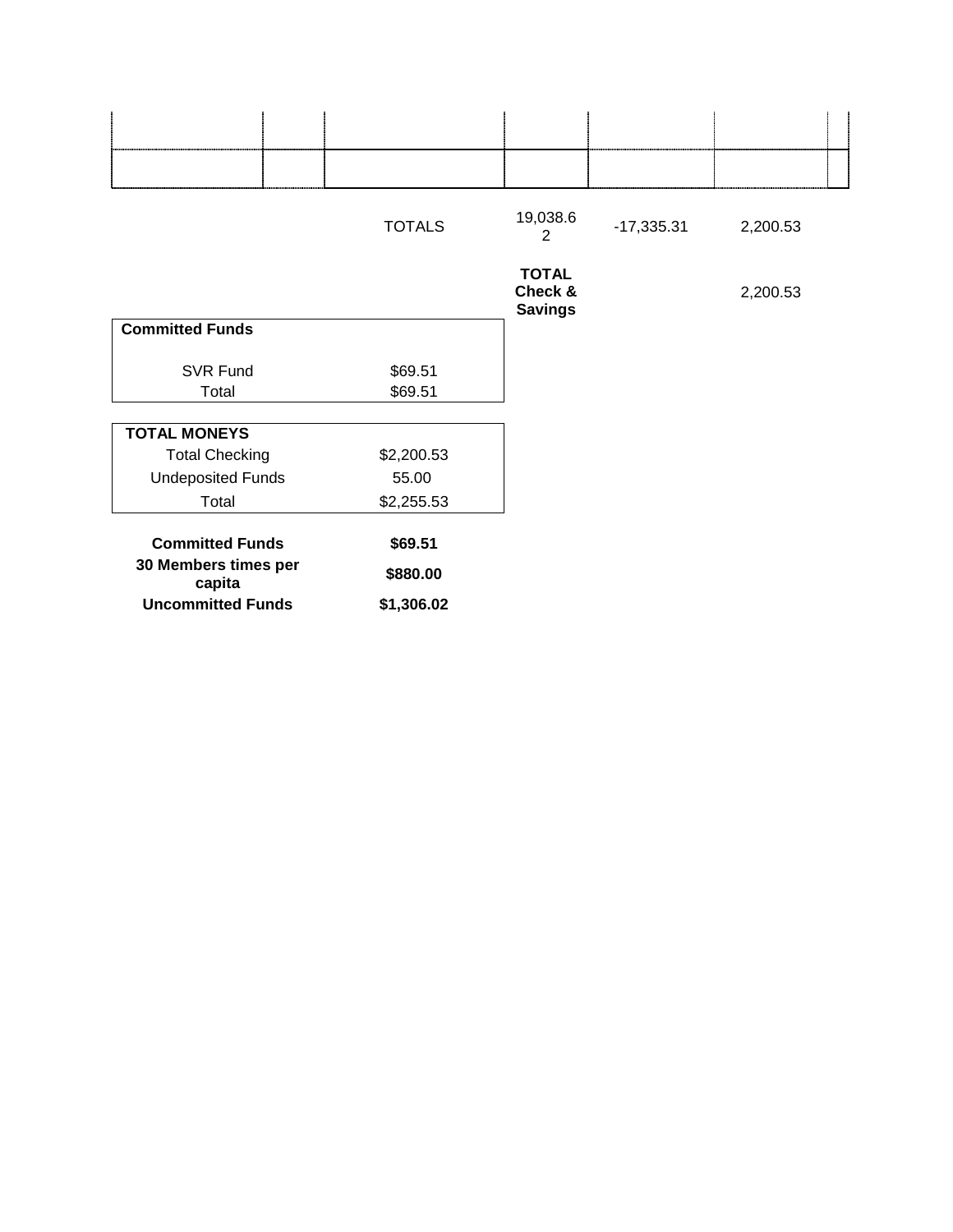| | | | | | | |
|---|---|---|---|---|---|---|
| | | | | | | |
| | | | | | | |
| | | TOTALS | 19,038.62 | -17,335.31 | 2,200.53 | |
| | | | **TOTAL Check & Savings** | | 2,200.53 | |

| **Committed Funds** | |
|---|---|
| SVR Fund | $69.51 |
| Total | $69.51 |

| **TOTAL MONEYS** | |
|---|---|
| Total Checking | $2,200.53 |
| Undeposited Funds | 55.00 |
| Total | $2,255.53 |

| | |
|---|---|
| **Committed Funds** | **$69.51** |
| **30 Members times per capita** | **$880.00** |
| **Uncommitted Funds** | **$1,306.02** |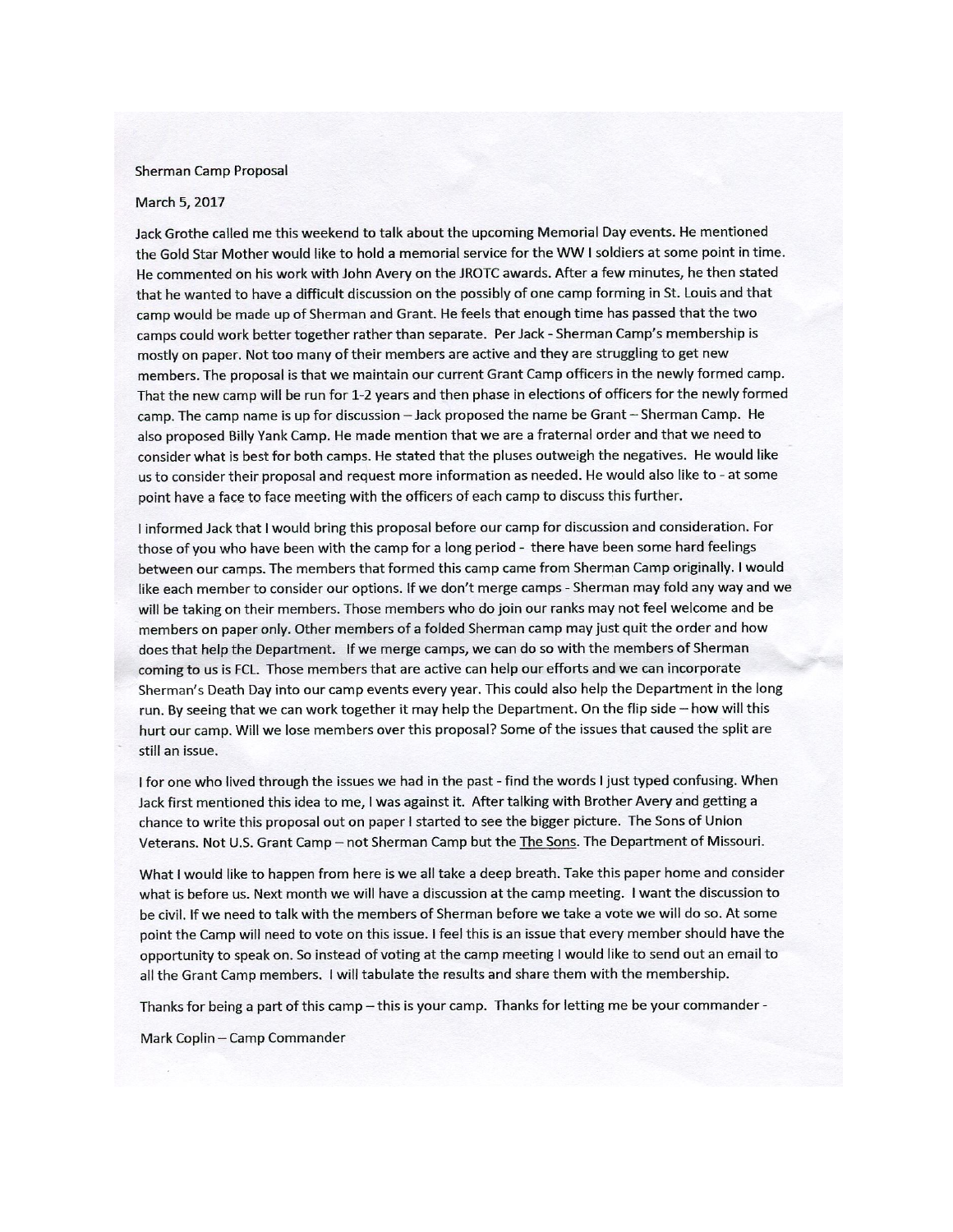Sherman Camp Proposal

March 5, 2017

Jack Grothe called me this weekend to talk about the upcoming Memorial Day events. He mentioned the Gold Star Mother would like to hold a memorial service for the WW I soldiers at some point in time. He commented on his work with John Avery on the JROTC awards. After a few minutes, he then stated that he wanted to have a difficult discussion on the possibly of one camp forming in St. Louis and that camp would be made up of Sherman and Grant. He feels that enough time has passed that the two camps could work better together rather than separate. Per Jack - Sherman Camp's membership is mostly on paper. Not too many of their members are active and they are struggling to get new members. The proposal is that we maintain our current Grant Camp officers in the newly formed camp. That the new camp will be run for 1-2 years and then phase in elections of officers for the newly formed camp. The camp name is up for discussion – Jack proposed the name be Grant – Sherman Camp. He also proposed Billy Yank Camp. He made mention that we are a fraternal order and that we need to consider what is best for both camps. He stated that the pluses outweigh the negatives. He would like us to consider their proposal and request more information as needed. He would also like to - at some point have a face to face meeting with the officers of each camp to discuss this further.

I informed Jack that I would bring this proposal before our camp for discussion and consideration. For those of you who have been with the camp for a long period - there have been some hard feelings between our camps. The members that formed this camp came from Sherman Camp originally. I would like each member to consider our options. If we don't merge camps - Sherman may fold any way and we will be taking on their members. Those members who do join our ranks may not feel welcome and be members on paper only. Other members of a folded Sherman camp may just quit the order and how does that help the Department. If we merge camps, we can do so with the members of Sherman coming to us is FCL. Those members that are active can help our efforts and we can incorporate Sherman's Death Day into our camp events every year. This could also help the Department in the long run. By seeing that we can work together it may help the Department. On the flip side – how will this hurt our camp. Will we lose members over this proposal? Some of the issues that caused the split are still an issue.

I for one who lived through the issues we had in the past - find the words I just typed confusing. When Jack first mentioned this idea to me, I was against it. After talking with Brother Avery and getting a chance to write this proposal out on paper I started to see the bigger picture. The Sons of Union Veterans. Not U.S. Grant Camp – not Sherman Camp but the <u>The Sons</u>. The Department of Missouri.

What I would like to happen from here is we all take a deep breath. Take this paper home and consider what is before us. Next month we will have a discussion at the camp meeting. I want the discussion to be civil. If we need to talk with the members of Sherman before we take a vote we will do so. At some point the Camp will need to vote on this issue. I feel this is an issue that every member should have the opportunity to speak on. So instead of voting at the camp meeting I would like to send out an email to all the Grant Camp members. I will tabulate the results and share them with the membership.

Thanks for being a part of this camp – this is your camp. Thanks for letting me be your commander -

Mark Coplin – Camp Commander